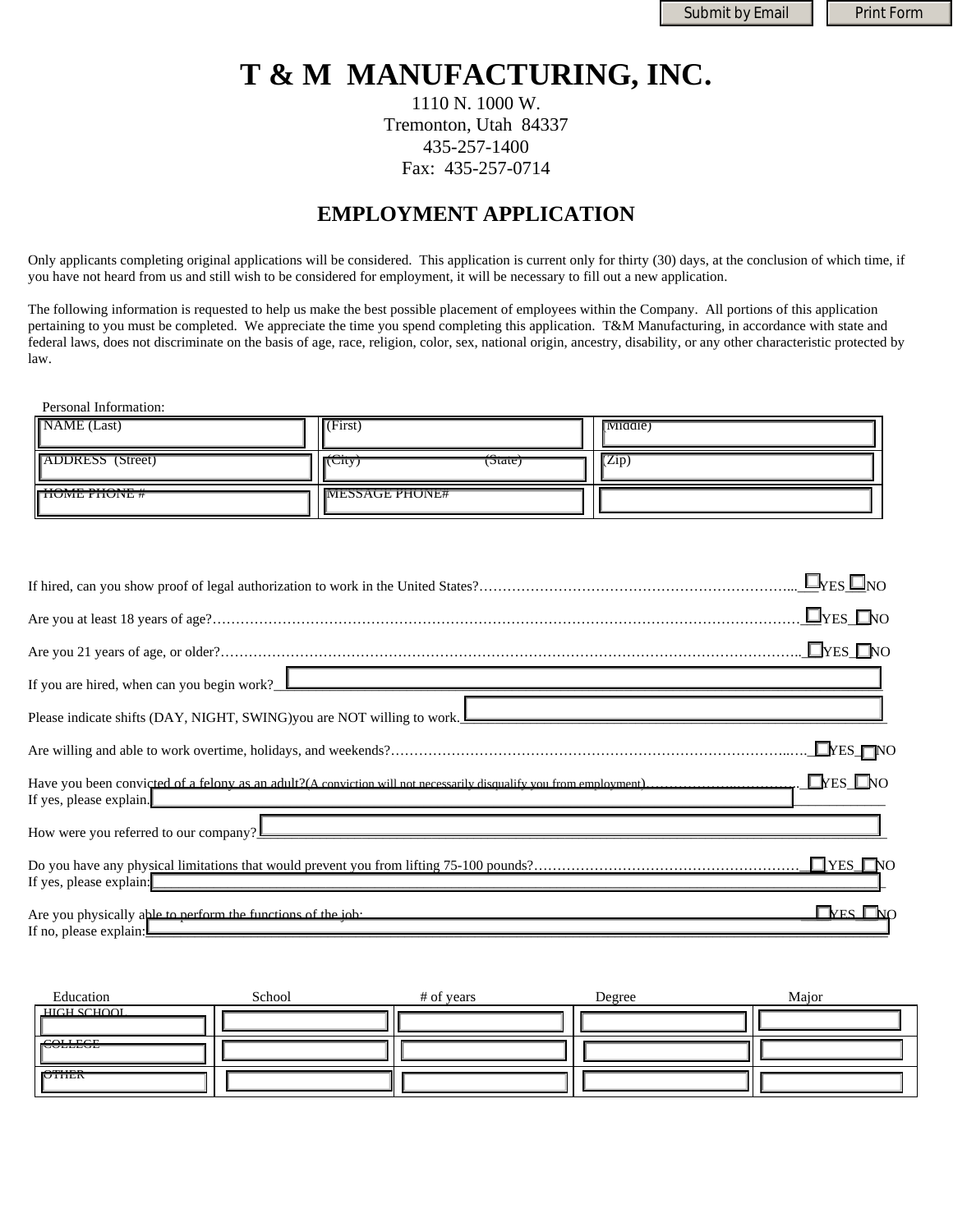Submit by Email | Print Form

# T & M MANUFACTURING, INC.

1110 N. 1000 W.
Tremonton, Utah 84337
435-257-1400
Fax: 435-257-0714

## EMPLOYMENT APPLICATION

Only applicants completing original applications will be considered. This application is current only for thirty (30) days, at the conclusion of which time, if you have not heard from us and still wish to be considered for employment, it will be necessary to fill out a new application.

The following information is requested to help us make the best possible placement of employees within the Company. All portions of this application pertaining to you must be completed. We appreciate the time you spend completing this application. T&M Manufacturing, in accordance with state and federal laws, does not discriminate on the basis of age, race, religion, color, sex, national origin, ancestry, disability, or any other characteristic protected by law.

Personal Information:

| | | |
|---|---|---|
| NAME (Last) | (First) | (Middle) |
| ADDRESS (Street) | (City) (State) | (Zip) |
| HOME PHONE # | MESSAGE PHONE# | |

If hired, can you show proof of legal authorization to work in the United States?..................... ☐ YES ☐ NO

Are you at least 18 years of age?..................... ☐ YES ☐ NO

Are you 21 years of age, or older?..................... ☐ YES ☐ NO

If you are hired, when can you begin work? ____________________

Please indicate shifts (DAY, NIGHT, SWING) you are NOT willing to work. ____________________

Are willing and able to work overtime, holidays, and weekends?..................... ☐ YES ☐ NO

Have you been convicted of a felony as an adult? (A conviction will not necessarily disqualify you from employment)..................... ☐ YES ☐ NO
If yes, please explain. ____________________

How were you referred to our company? ____________________

Do you have any physical limitations that would prevent you from lifting 75-100 pounds?..................... ☐ YES ☐ NO
If yes, please explain: ____________________

Are you physically able to perform the functions of the job: ☐ YES ☐ NO
If no, please explain: ____________________

| Education | School | # of years | Degree | Major |
|---|---|---|---|---|
| HIGH SCHOOL | | | | |
| COLLEGE | | | | |
| OTHER | | | | |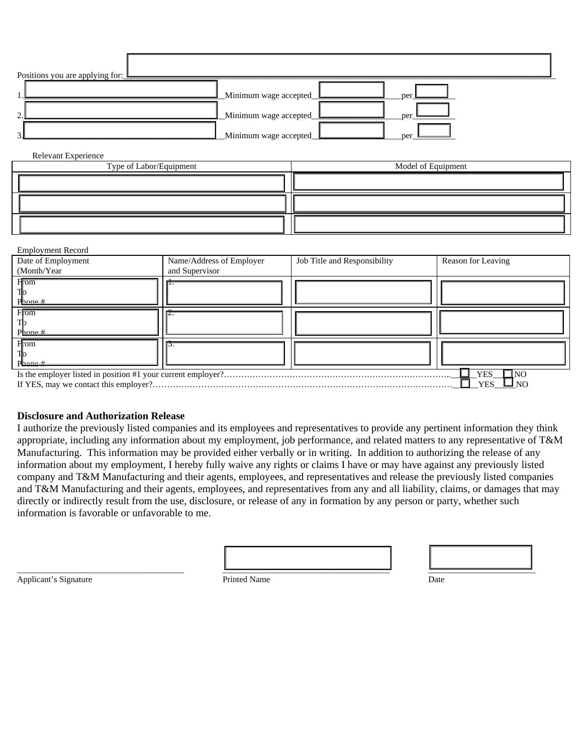Positions you are applying for: ______________________________

1. ______________________________ Minimum wage accepted __________ per ______

2. ______________________________ Minimum wage accepted __________ per ______

3. ______________________________ Minimum wage accepted __________ per ______

Relevant Experience

| Type of Labor/Equipment | Model of Equipment |
|---|---|
| | |
| | |
| | |

Employment Record

| Date of Employment (Month/Year | Name/Address of Employer and Supervisor | Job Title and Responsibility | Reason for Leaving |
|---|---|---|---|
| From<br>To<br>Phone # | 1. | | |
| From<br>To<br>Phone # | 2. | | |
| From<br>To<br>Phone # | 3. | | |

Is the employer listed in position #1 your current employer?………………………………………………………………………….. ☐ YES ☐ NO

If YES, may we contact this employer?……………………………………………………………………………………………… ☐ YES ____ NO

**Disclosure and Authorization Release**

I authorize the previously listed companies and its employees and representatives to provide any pertinent information they think appropriate, including any information about my employment, job performance, and related matters to any representative of T&M Manufacturing. This information may be provided either verbally or in writing. In addition to authorizing the release of any information about my employment, I hereby fully waive any rights or claims I have or may have against any previously listed company and T&M Manufacturing and their agents, employees, and representatives and release the previously listed companies and T&M Manufacturing and their agents, employees, and representatives from any and all liability, claims, or damages that may directly or indirectly result from the use, disclosure, or release of any in formation by any person or party, whether such information is favorable or unfavorable to me.

______________________________ ______________________________ ____________________

Applicant's Signature Printed Name Date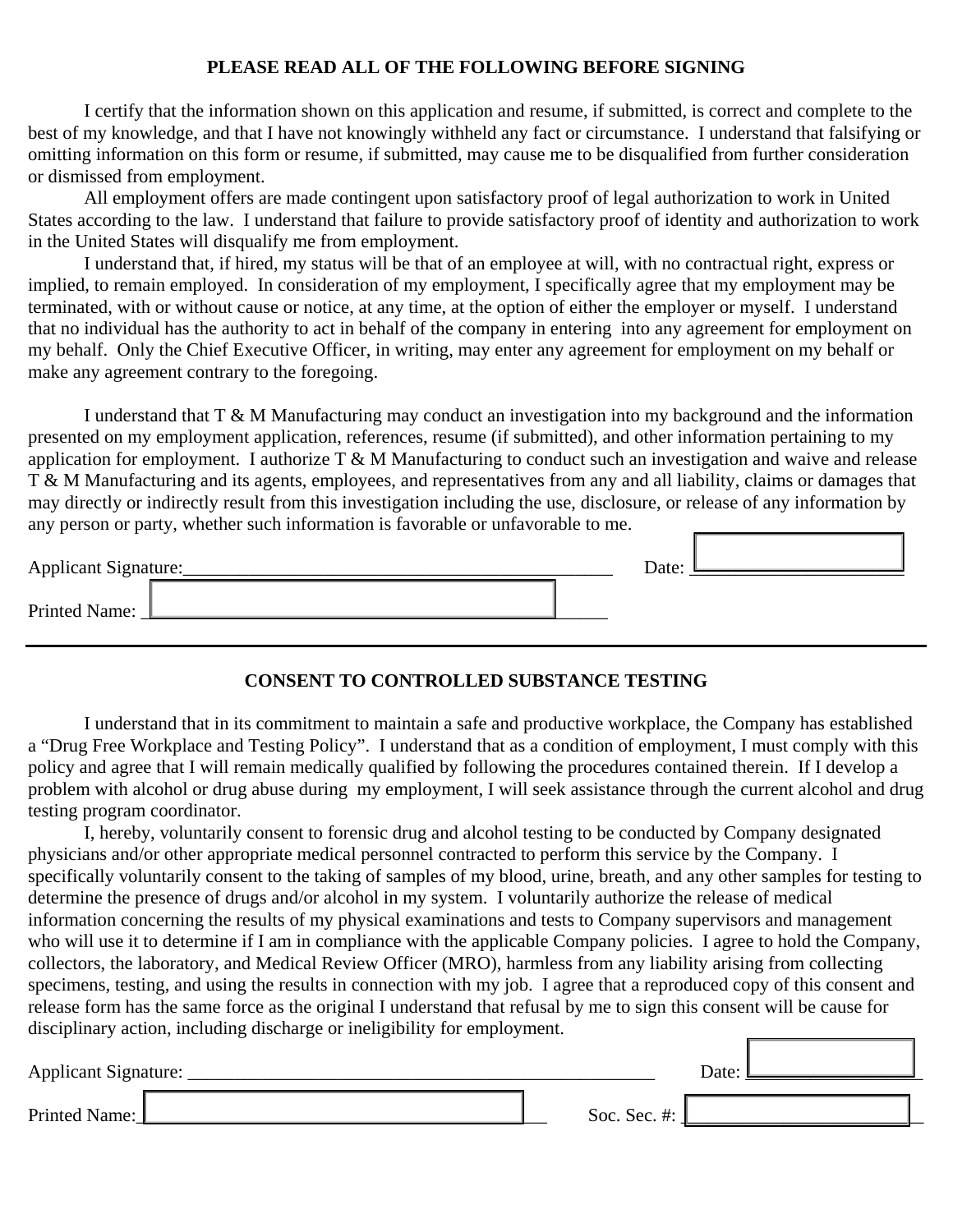**PLEASE READ ALL OF THE FOLLOWING BEFORE SIGNING**

I certify that the information shown on this application and resume, if submitted, is correct and complete to the best of my knowledge, and that I have not knowingly withheld any fact or circumstance. I understand that falsifying or omitting information on this form or resume, if submitted, may cause me to be disqualified from further consideration or dismissed from employment.

All employment offers are made contingent upon satisfactory proof of legal authorization to work in United States according to the law. I understand that failure to provide satisfactory proof of identity and authorization to work in the United States will disqualify me from employment.

I understand that, if hired, my status will be that of an employee at will, with no contractual right, express or implied, to remain employed. In consideration of my employment, I specifically agree that my employment may be terminated, with or without cause or notice, at any time, at the option of either the employer or myself. I understand that no individual has the authority to act in behalf of the company in entering into any agreement for employment on my behalf. Only the Chief Executive Officer, in writing, may enter any agreement for employment on my behalf or make any agreement contrary to the foregoing.

I understand that T & M Manufacturing may conduct an investigation into my background and the information presented on my employment application, references, resume (if submitted), and other information pertaining to my application for employment. I authorize T & M Manufacturing to conduct such an investigation and waive and release T & M Manufacturing and its agents, employees, and representatives from any and all liability, claims or damages that may directly or indirectly result from this investigation including the use, disclosure, or release of any information by any person or party, whether such information is favorable or unfavorable to me.

Applicant Signature:_______________________________________________ Date: ______________________

Printed Name: ____________________________________________________

---

**CONSENT TO CONTROLLED SUBSTANCE TESTING**

I understand that in its commitment to maintain a safe and productive workplace, the Company has established a "Drug Free Workplace and Testing Policy". I understand that as a condition of employment, I must comply with this policy and agree that I will remain medically qualified by following the procedures contained therein. If I develop a problem with alcohol or drug abuse during my employment, I will seek assistance through the current alcohol and drug testing program coordinator.

I, hereby, voluntarily consent to forensic drug and alcohol testing to be conducted by Company designated physicians and/or other appropriate medical personnel contracted to perform this service by the Company. I specifically voluntarily consent to the taking of samples of my blood, urine, breath, and any other samples for testing to determine the presence of drugs and/or alcohol in my system. I voluntarily authorize the release of medical information concerning the results of my physical examinations and tests to Company supervisors and management who will use it to determine if I am in compliance with the applicable Company policies. I agree to hold the Company, collectors, the laboratory, and Medical Review Officer (MRO), harmless from any liability arising from collecting specimens, testing, and using the results in connection with my job. I agree that a reproduced copy of this consent and release form has the same force as the original I understand that refusal by me to sign this consent will be cause for disciplinary action, including discharge or ineligibility for employment.

Applicant Signature: ____________________________________________________ Date: ________________

Printed Name:__________________________________________ Soc. Sec. #: ______________________